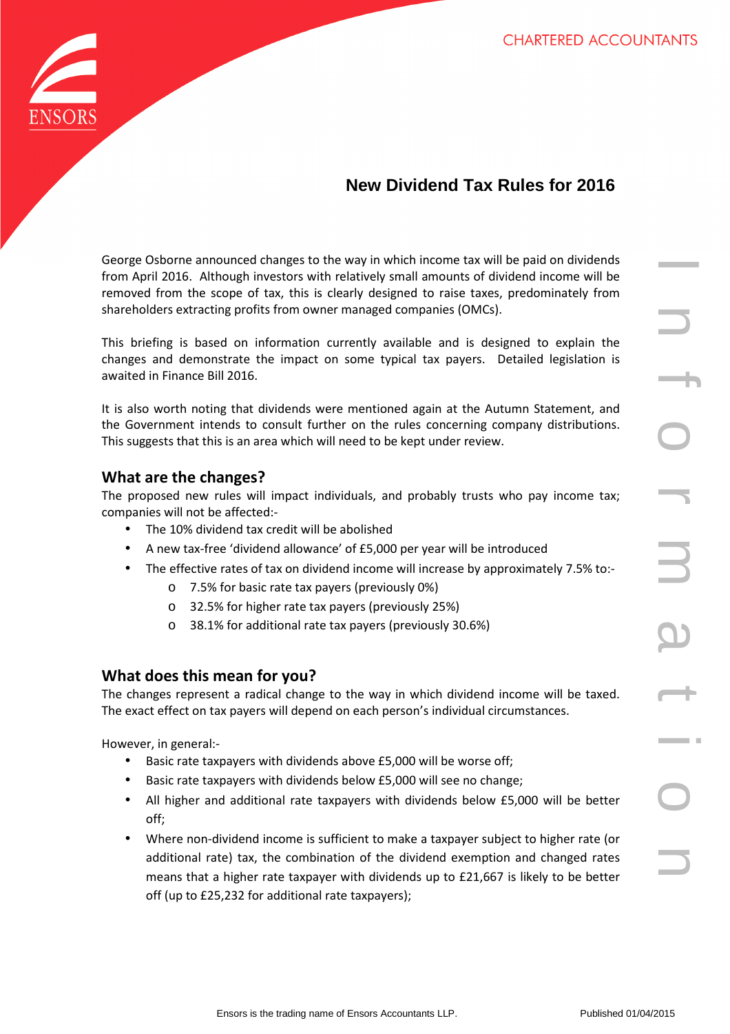CHARTERED ACCOUNTANTS

# New Dividend Tax Rules for 2016

George Osborne announced changes to the way in which income tax will be paid on dividends from April 2016. Although investors with relatively small amounts of dividend income will be removed from the scope of tax, this is clearly designed to raise taxes, predominately from shareholders extracting profits from owner managed companies (OMCs).

This briefing is based on information currently available and is designed to explain the changes and demonstrate the impact on some typical tax payers. Detailed legislation is awaited in Finance Bill 2016.

It is also worth noting that dividends were mentioned again at the Autumn Statement, and the Government intends to consult further on the rules concerning company distributions. This suggests that this is an area which will need to be kept under review.

## What are the changes?

The proposed new rules will impact individuals, and probably trusts who pay income tax; companies will not be affected:-

- The 10% dividend tax credit will be abolished
- A new tax-free 'dividend allowance' of £5,000 per year will be introduced
- The effective rates of tax on dividend income will increase by approximately 7.5% to:-
  - 7.5% for basic rate tax payers (previously 0%)
  - 32.5% for higher rate tax payers (previously 25%)
  - 38.1% for additional rate tax payers (previously 30.6%)

## What does this mean for you?

The changes represent a radical change to the way in which dividend income will be taxed. The exact effect on tax payers will depend on each person's individual circumstances.

However, in general:-

- Basic rate taxpayers with dividends above £5,000 will be worse off;
- Basic rate taxpayers with dividends below £5,000 will see no change;
- All higher and additional rate taxpayers with dividends below £5,000 will be better off;
- Where non-dividend income is sufficient to make a taxpayer subject to higher rate (or additional rate) tax, the combination of the dividend exemption and changed rates means that a higher rate taxpayer with dividends up to £21,667 is likely to be better off (up to £25,232 for additional rate taxpayers);

Ensors is the trading name of Ensors Accountants LLP.

Published 01/04/2015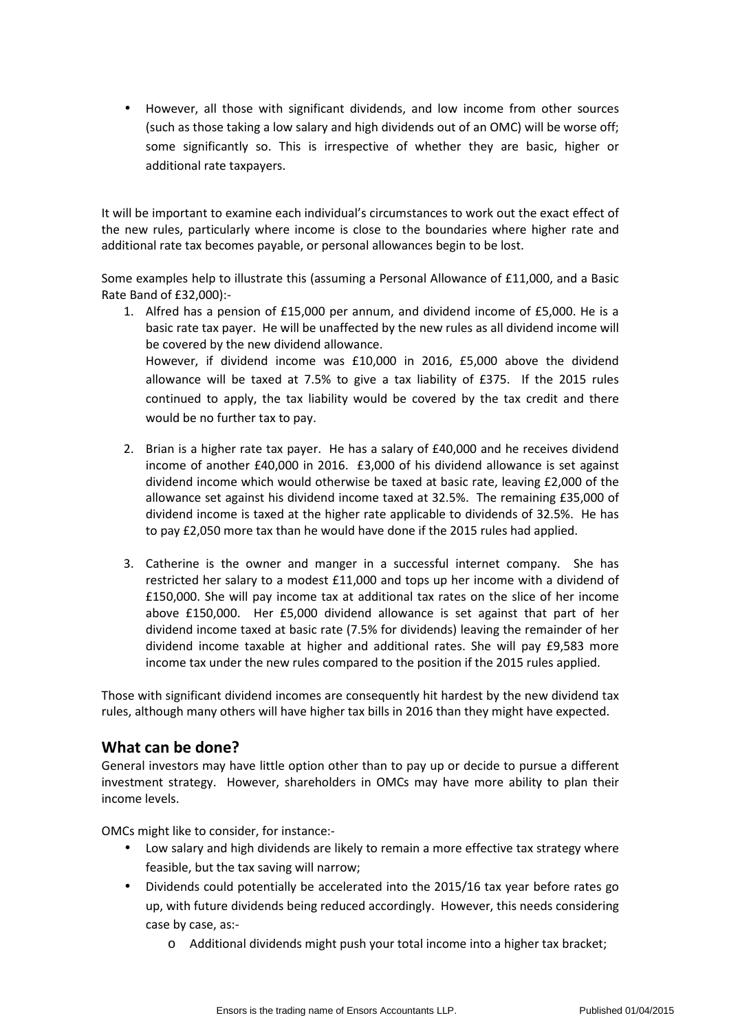- However, all those with significant dividends, and low income from other sources (such as those taking a low salary and high dividends out of an OMC) will be worse off; some significantly so. This is irrespective of whether they are basic, higher or additional rate taxpayers.

It will be important to examine each individual's circumstances to work out the exact effect of the new rules, particularly where income is close to the boundaries where higher rate and additional rate tax becomes payable, or personal allowances begin to be lost.

Some examples help to illustrate this (assuming a Personal Allowance of £11,000, and a Basic Rate Band of £32,000):-

1. Alfred has a pension of £15,000 per annum, and dividend income of £5,000. He is a basic rate tax payer. He will be unaffected by the new rules as all dividend income will be covered by the new dividend allowance.
   However, if dividend income was £10,000 in 2016, £5,000 above the dividend allowance will be taxed at 7.5% to give a tax liability of £375. If the 2015 rules continued to apply, the tax liability would be covered by the tax credit and there would be no further tax to pay.

2. Brian is a higher rate tax payer. He has a salary of £40,000 and he receives dividend income of another £40,000 in 2016. £3,000 of his dividend allowance is set against dividend income which would otherwise be taxed at basic rate, leaving £2,000 of the allowance set against his dividend income taxed at 32.5%. The remaining £35,000 of dividend income is taxed at the higher rate applicable to dividends of 32.5%. He has to pay £2,050 more tax than he would have done if the 2015 rules had applied.

3. Catherine is the owner and manger in a successful internet company. She has restricted her salary to a modest £11,000 and tops up her income with a dividend of £150,000. She will pay income tax at additional tax rates on the slice of her income above £150,000. Her £5,000 dividend allowance is set against that part of her dividend income taxed at basic rate (7.5% for dividends) leaving the remainder of her dividend income taxable at higher and additional rates. She will pay £9,583 more income tax under the new rules compared to the position if the 2015 rules applied.

Those with significant dividend incomes are consequently hit hardest by the new dividend tax rules, although many others will have higher tax bills in 2016 than they might have expected.

## What can be done?

General investors may have little option other than to pay up or decide to pursue a different investment strategy. However, shareholders in OMCs may have more ability to plan their income levels.

OMCs might like to consider, for instance:-

- Low salary and high dividends are likely to remain a more effective tax strategy where feasible, but the tax saving will narrow;
- Dividends could potentially be accelerated into the 2015/16 tax year before rates go up, with future dividends being reduced accordingly. However, this needs considering case by case, as:-
  - Additional dividends might push your total income into a higher tax bracket;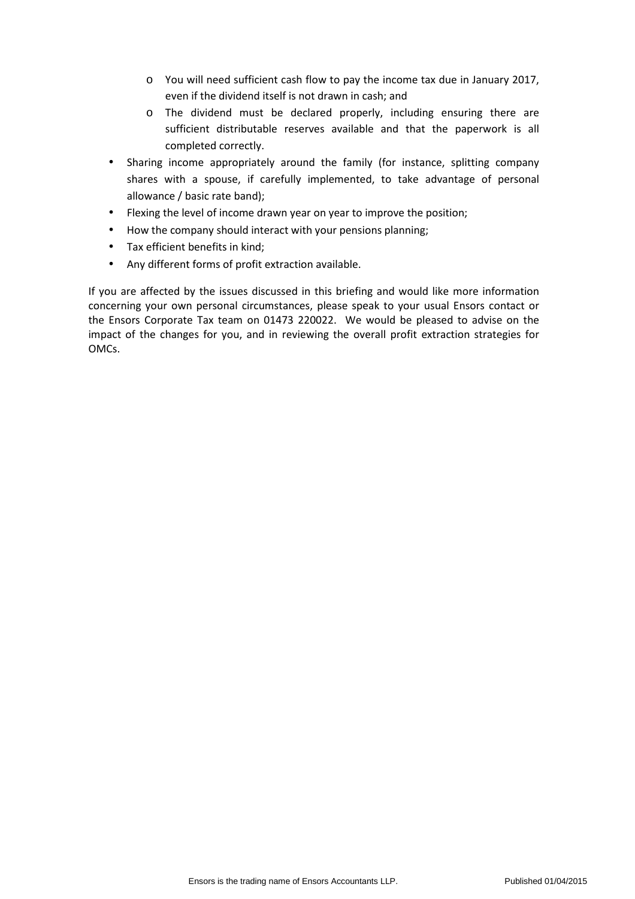- You will need sufficient cash flow to pay the income tax due in January 2017, even if the dividend itself is not drawn in cash; and
  - The dividend must be declared properly, including ensuring there are sufficient distributable reserves available and that the paperwork is all completed correctly.
- Sharing income appropriately around the family (for instance, splitting company shares with a spouse, if carefully implemented, to take advantage of personal allowance / basic rate band);
- Flexing the level of income drawn year on year to improve the position;
- How the company should interact with your pensions planning;
- Tax efficient benefits in kind;
- Any different forms of profit extraction available.

If you are affected by the issues discussed in this briefing and would like more information concerning your own personal circumstances, please speak to your usual Ensors contact or the Ensors Corporate Tax team on 01473 220022. We would be pleased to advise on the impact of the changes for you, and in reviewing the overall profit extraction strategies for OMCs.

Ensors is the trading name of Ensors Accountants LLP.

Published 01/04/2015